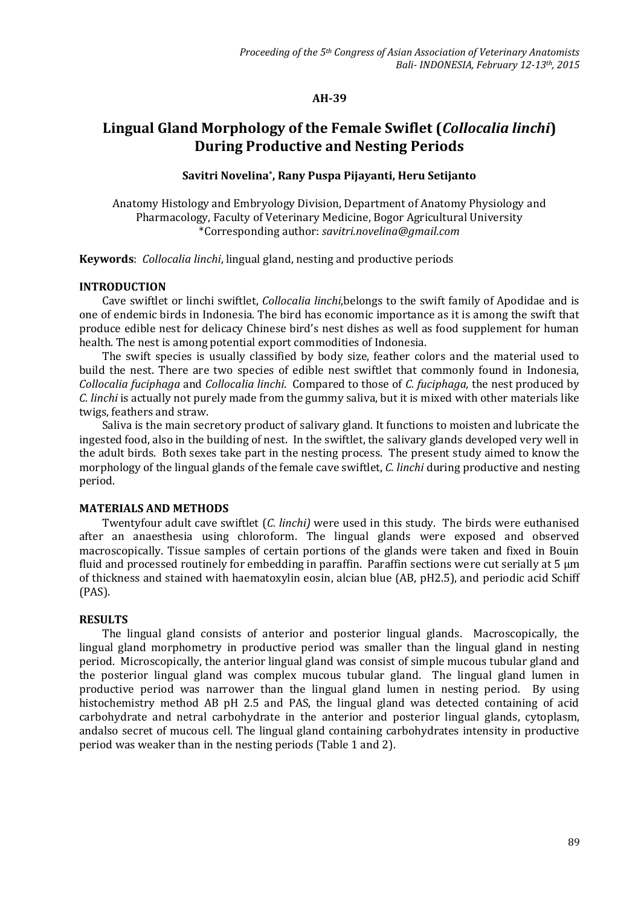**AH-39**

# Lingual Gland Morphology of the Female Swiflet (*Collocalia linchi*) During Productive and Nesting Periods

**Savitri Novelina*, Rany Puspa Pijayanti, Heru Setijanto**

Anatomy Histology and Embryology Division, Department of Anatomy Physiology and Pharmacology, Faculty of Veterinary Medicine, Bogor Agricultural University
*Corresponding author: *savitri.novelina@gmail.com*

**Keywords**: *Collocalia linchi*, lingual gland, nesting and productive periods

## INTRODUCTION

Cave swiftlet or linchi swiftlet, *Collocalia linchi*,belongs to the swift family of Apodidae and is one of endemic birds in Indonesia. The bird has economic importance as it is among the swift that produce edible nest for delicacy Chinese bird's nest dishes as well as food supplement for human health. The nest is among potential export commodities of Indonesia.

The swift species is usually classified by body size, feather colors and the material used to build the nest. There are two species of edible nest swiftlet that commonly found in Indonesia, *Collocalia fuciphaga* and *Collocalia linchi*. Compared to those of *C. fuciphaga,* the nest produced by *C. linchi* is actually not purely made from the gummy saliva, but it is mixed with other materials like twigs, feathers and straw.

Saliva is the main secretory product of salivary gland. It functions to moisten and lubricate the ingested food, also in the building of nest. In the swiftlet, the salivary glands developed very well in the adult birds. Both sexes take part in the nesting process. The present study aimed to know the morphology of the lingual glands of the female cave swiftlet, *C. linchi* during productive and nesting period.

## MATERIALS AND METHODS

Twentyfour adult cave swiftlet (*C. linchi)* were used in this study. The birds were euthanised after an anaesthesia using chloroform. The lingual glands were exposed and observed macroscopically. Tissue samples of certain portions of the glands were taken and fixed in Bouin fluid and processed routinely for embedding in paraffin. Paraffin sections were cut serially at 5 µm of thickness and stained with haematoxylin eosin, alcian blue (AB, pH2.5), and periodic acid Schiff (PAS).

## RESULTS

The lingual gland consists of anterior and posterior lingual glands. Macroscopically, the lingual gland morphometry in productive period was smaller than the lingual gland in nesting period. Microscopically, the anterior lingual gland was consist of simple mucous tubular gland and the posterior lingual gland was complex mucous tubular gland. The lingual gland lumen in productive period was narrower than the lingual gland lumen in nesting period. By using histochemistry method AB pH 2.5 and PAS, the lingual gland was detected containing of acid carbohydrate and netral carbohydrate in the anterior and posterior lingual glands, cytoplasm, andalso secret of mucous cell. The lingual gland containing carbohydrates intensity in productive period was weaker than in the nesting periods (Table 1 and 2).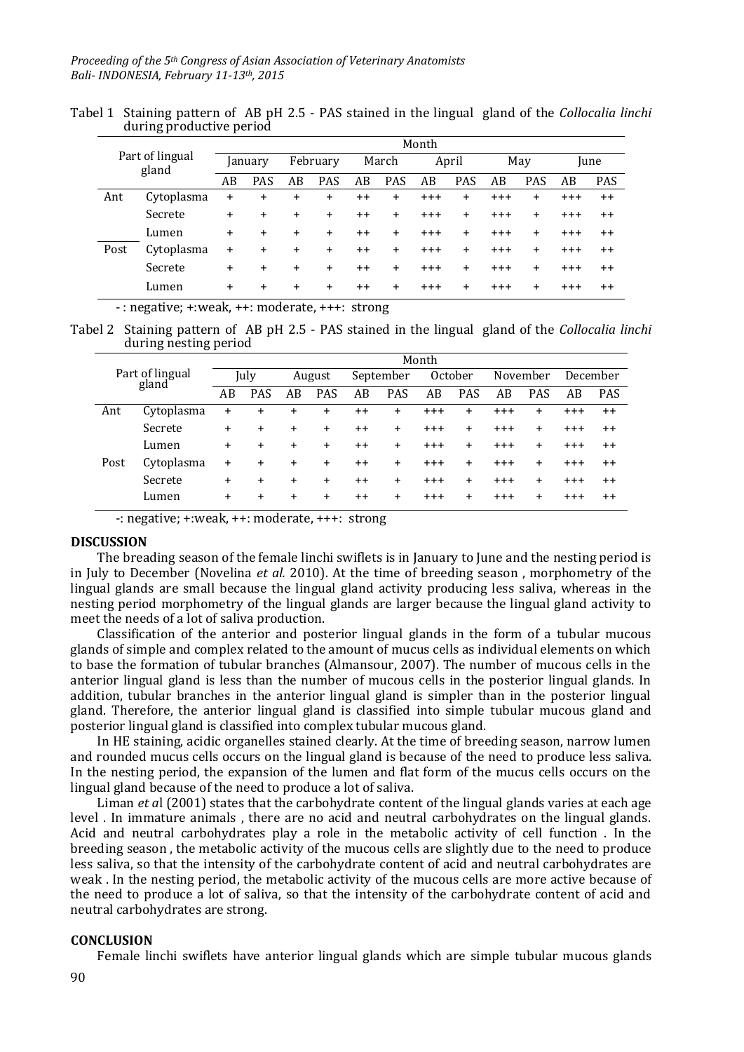Tabel 1 Staining pattern of AB pH 2.5 - PAS stained in the lingual gland of the *Collocalia linchi* during productive period

| Part of lingual gland | | Month | | | | | | | | | | | |
|---|---|---|---|---|---|---|---|---|---|---|---|---|---|
| | | January | | February | | March | | April | | May | | June | |
| | | AB | PAS | AB | PAS | AB | PAS | AB | PAS | AB | PAS | AB | PAS |
| Ant | Cytoplasma | + | + | + | + | ++ | + | +++ | + | +++ | + | +++ | ++ |
| | Secrete | + | + | + | + | ++ | + | +++ | + | +++ | + | +++ | ++ |
| | Lumen | + | + | + | + | ++ | + | +++ | + | +++ | + | +++ | ++ |
| Post | Cytoplasma | + | + | + | + | ++ | + | +++ | + | +++ | + | +++ | ++ |
| | Secrete | + | + | + | + | ++ | + | +++ | + | +++ | + | +++ | ++ |
| | Lumen | + | + | + | + | ++ | + | +++ | + | +++ | + | +++ | ++ |

- : negative; +:weak, ++: moderate, +++: strong

Tabel 2 Staining pattern of AB pH 2.5 - PAS stained in the lingual gland of the *Collocalia linchi* during nesting period

| Part of lingual gland | | Month | | | | | | | | | | | |
|---|---|---|---|---|---|---|---|---|---|---|---|---|---|
| | | July | | August | | September | | October | | November | | December | |
| | | AB | PAS | AB | PAS | AB | PAS | AB | PAS | AB | PAS | AB | PAS |
| Ant | Cytoplasma | + | + | + | + | ++ | + | +++ | + | +++ | + | +++ | ++ |
| | Secrete | + | + | + | + | ++ | + | +++ | + | +++ | + | +++ | ++ |
| | Lumen | + | + | + | + | ++ | + | +++ | + | +++ | + | +++ | ++ |
| Post | Cytoplasma | + | + | + | + | ++ | + | +++ | + | +++ | + | +++ | ++ |
| | Secrete | + | + | + | + | ++ | + | +++ | + | +++ | + | +++ | ++ |
| | Lumen | + | + | + | + | ++ | + | +++ | + | +++ | + | +++ | ++ |

-: negative; +:weak, ++: moderate, +++: strong

## DISCUSSION

The breading season of the female linchi swiflets is in January to June and the nesting period is in July to December (Novelina *et al.* 2010). At the time of breeding season , morphometry of the lingual glands are small because the lingual gland activity producing less saliva, whereas in the nesting period morphometry of the lingual glands are larger because the lingual gland activity to meet the needs of a lot of saliva production.

Classification of the anterior and posterior lingual glands in the form of a tubular mucous glands of simple and complex related to the amount of mucus cells as individual elements on which to base the formation of tubular branches (Almansour, 2007). The number of mucous cells in the anterior lingual gland is less than the number of mucous cells in the posterior lingual glands. In addition, tubular branches in the anterior lingual gland is simpler than in the posterior lingual gland. Therefore, the anterior lingual gland is classified into simple tubular mucous gland and posterior lingual gland is classified into complex tubular mucous gland.

In HE staining, acidic organelles stained clearly. At the time of breeding season, narrow lumen and rounded mucus cells occurs on the lingual gland is because of the need to produce less saliva. In the nesting period, the expansion of the lumen and flat form of the mucus cells occurs on the lingual gland because of the need to produce a lot of saliva.

Liman *et a*l (2001) states that the carbohydrate content of the lingual glands varies at each age level . In immature animals , there are no acid and neutral carbohydrates on the lingual glands. Acid and neutral carbohydrates play a role in the metabolic activity of cell function . In the breeding season , the metabolic activity of the mucous cells are slightly due to the need to produce less saliva, so that the intensity of the carbohydrate content of acid and neutral carbohydrates are weak . In the nesting period, the metabolic activity of the mucous cells are more active because of the need to produce a lot of saliva, so that the intensity of the carbohydrate content of acid and neutral carbohydrates are strong.

## CONCLUSION

Female linchi swiflets have anterior lingual glands which are simple tubular mucous glands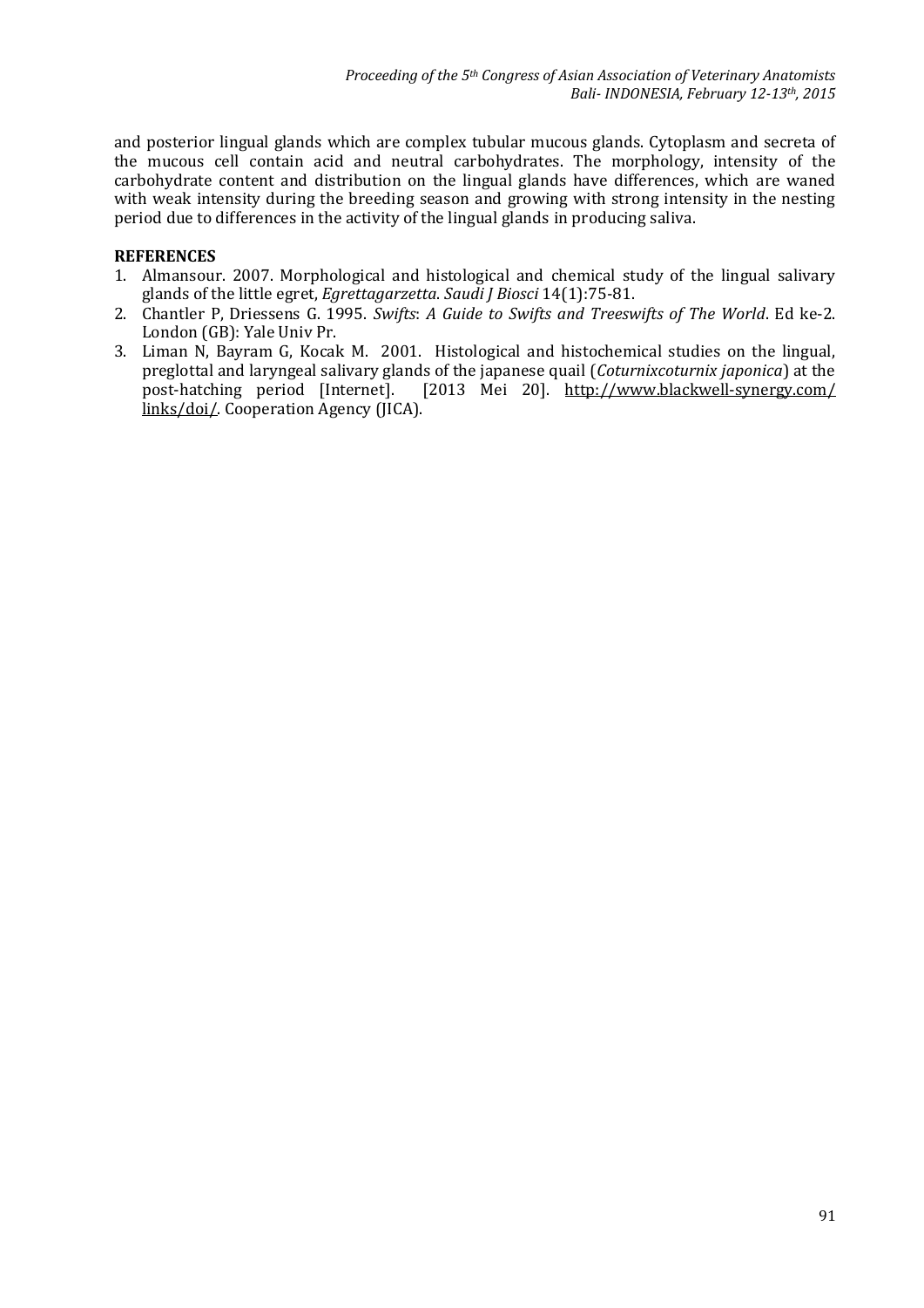and posterior lingual glands which are complex tubular mucous glands. Cytoplasm and secreta of the mucous cell contain acid and neutral carbohydrates. The morphology, intensity of the carbohydrate content and distribution on the lingual glands have differences, which are waned with weak intensity during the breeding season and growing with strong intensity in the nesting period due to differences in the activity of the lingual glands in producing saliva.

**REFERENCES**

1. Almansour. 2007. Morphological and histological and chemical study of the lingual salivary glands of the little egret, *Egrettagarzetta*. *Saudi J Biosci* 14(1):75-81.
2. Chantler P, Driessens G. 1995. *Swifts*: *A Guide to Swifts and Treeswifts of The World*. Ed ke-2. London (GB): Yale Univ Pr.
3. Liman N, Bayram G, Kocak M. 2001. Histological and histochemical studies on the lingual, preglottal and laryngeal salivary glands of the japanese quail (*Coturnixcoturnix japonica*) at the post-hatching period [Internet]. [2013 Mei 20]. http://www.blackwell-synergy.com/links/doi/. Cooperation Agency (JICA).